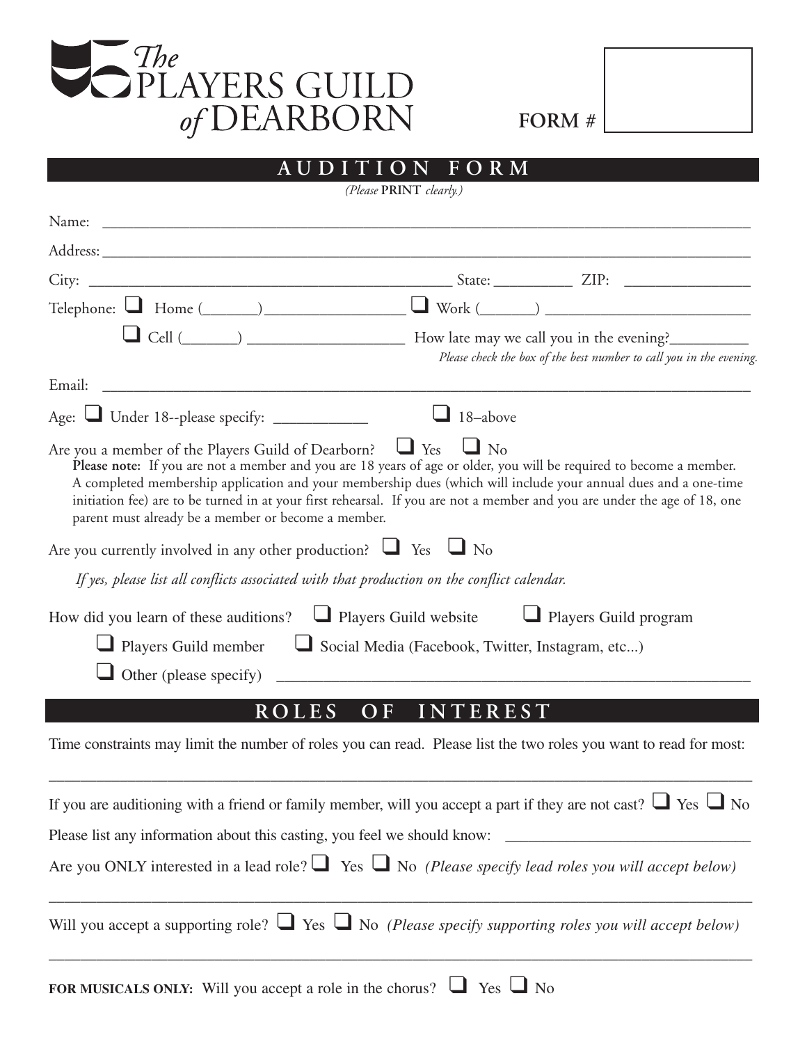# The PLAYERS GUILD of DEARBORN

**FORM #** ________

## AUDITION FORM

*(Please **PRINT** clearly.)*

Name: ______________________________________________________________________________

Address: ____________________________________________________________________________

City: ____________________________________________ State: __________ ZIP: ________________

Telephone: ❑ Home (_______)__________________ ❑ Work (_______) __________________________

❑ Cell (_______) ___________________ How late may we call you in the evening?__________

*Please check the box of the best number to call you in the evening.*

Email: ______________________________________________________________________________

Age: ❑ Under 18--please specify: ___________ ❑ 18–above

Are you a member of the Players Guild of Dearborn? ❑ Yes ❑ No

**Please note:** If you are not a member and you are 18 years of age or older, you will be required to become a member. A completed membership application and your membership dues (which will include your annual dues and a one-time initiation fee) are to be turned in at your first rehearsal. If you are not a member and you are under the age of 18, one parent must already be a member or become a member.

Are you currently involved in any other production? ❑ Yes ❑ No

*If yes, please list all conflicts associated with that production on the conflict calendar.*

How did you learn of these auditions? ❑ Players Guild website ❑ Players Guild program

❑ Players Guild member ❑ Social Media (Facebook, Twitter, Instagram, etc...)

❑ Other (please specify) ____________________________________________________________

## ROLES OF INTEREST

Time constraints may limit the number of roles you can read. Please list the two roles you want to read for most:

______________________________________________________________________________________

If you are auditioning with a friend or family member, will you accept a part if they are not cast? ❑ Yes ❑ No

Please list any information about this casting, you feel we should know: ____________________________

Are you ONLY interested in a lead role? ❑ Yes ❑ No *(Please specify lead roles you will accept below)*

______________________________________________________________________________________

Will you accept a supporting role? ❑ Yes ❑ No *(Please specify supporting roles you will accept below)*

______________________________________________________________________________________

**FOR MUSICALS ONLY:** Will you accept a role in the chorus? ❑ Yes ❑ No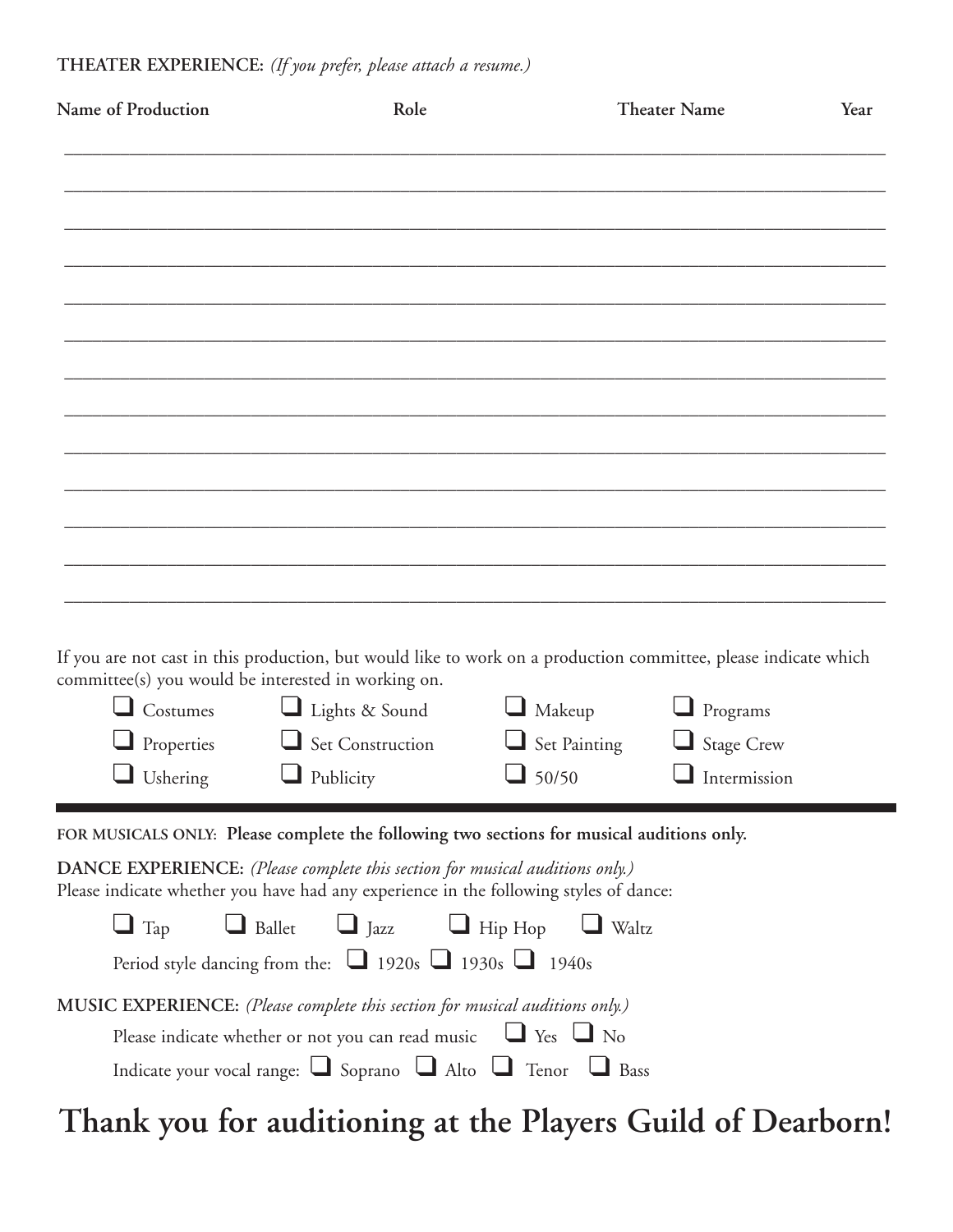**THEATER EXPERIENCE:** *(If you prefer, please attach a resume.)*

| Name of Production | Role | Theater Name | Year |
|---|---|---|---|
| | | | |
| | | | |
| | | | |
| | | | |
| | | | |
| | | | |
| | | | |
| | | | |
| | | | |
| | | | |
| | | | |
| | | | |
| | | | |

If you are not cast in this production, but would like to work on a production committee, please indicate which committee(s) you would be interested in working on.

- ☐ Costumes ☐ Lights & Sound ☐ Makeup ☐ Programs
- ☐ Properties ☐ Set Construction ☐ Set Painting ☐ Stage Crew
- ☐ Ushering ☐ Publicity ☐ 50/50 ☐ Intermission

---

FOR MUSICALS ONLY: **Please complete the following two sections for musical auditions only.**

**DANCE EXPERIENCE:** *(Please complete this section for musical auditions only.)*
Please indicate whether you have had any experience in the following styles of dance:

☐ Tap ☐ Ballet ☐ Jazz ☐ Hip Hop ☐ Waltz

Period style dancing from the: ☐ 1920s ☐ 1930s ☐ 1940s

**MUSIC EXPERIENCE:** *(Please complete this section for musical auditions only.)*

Please indicate whether or not you can read music ☐ Yes ☐ No

Indicate your vocal range: ☐ Soprano ☐ Alto ☐ Tenor ☐ Bass

# Thank you for auditioning at the Players Guild of Dearborn!